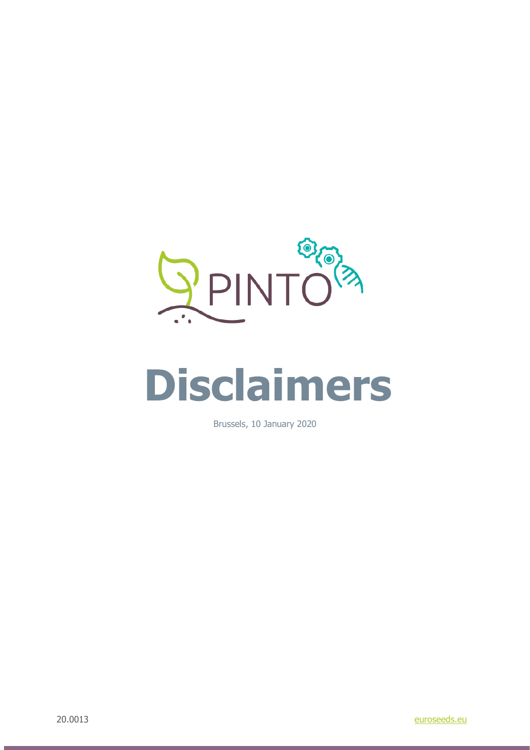PINTO

# Disclaimers

Brussels, 10 January 2020

20.0013

euroseeds.eu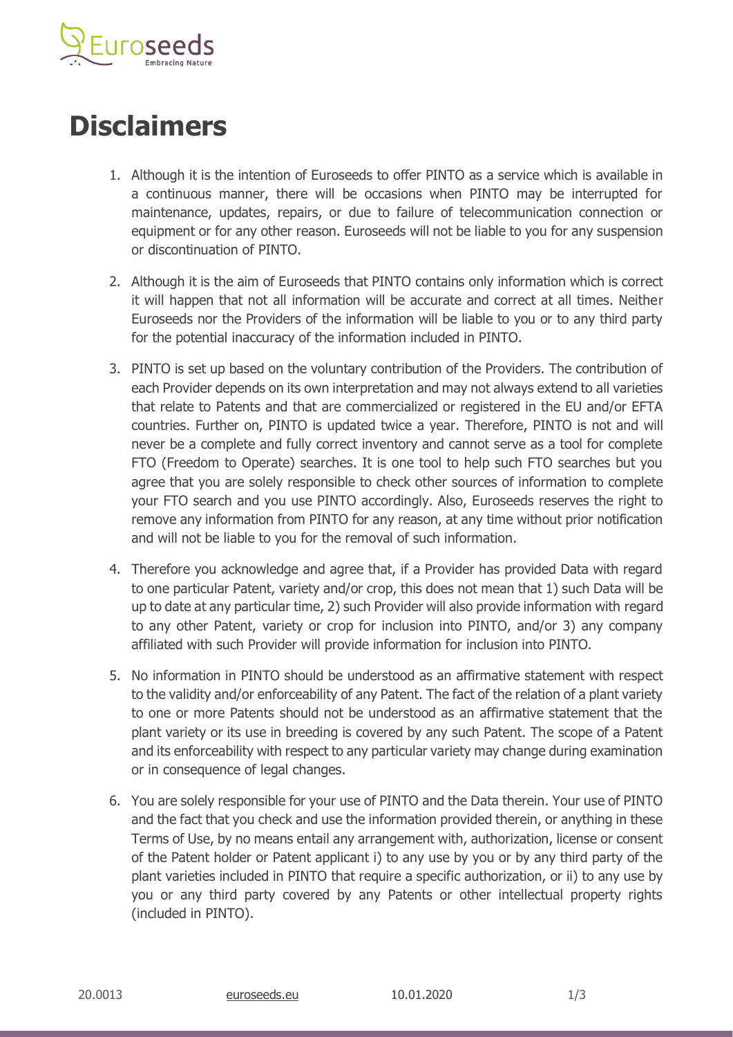# Disclaimers

1. Although it is the intention of Euroseeds to offer PINTO as a service which is available in a continuous manner, there will be occasions when PINTO may be interrupted for maintenance, updates, repairs, or due to failure of telecommunication connection or equipment or for any other reason. Euroseeds will not be liable to you for any suspension or discontinuation of PINTO.

2. Although it is the aim of Euroseeds that PINTO contains only information which is correct it will happen that not all information will be accurate and correct at all times. Neither Euroseeds nor the Providers of the information will be liable to you or to any third party for the potential inaccuracy of the information included in PINTO.

3. PINTO is set up based on the voluntary contribution of the Providers. The contribution of each Provider depends on its own interpretation and may not always extend to all varieties that relate to Patents and that are commercialized or registered in the EU and/or EFTA countries. Further on, PINTO is updated twice a year. Therefore, PINTO is not and will never be a complete and fully correct inventory and cannot serve as a tool for complete FTO (Freedom to Operate) searches. It is one tool to help such FTO searches but you agree that you are solely responsible to check other sources of information to complete your FTO search and you use PINTO accordingly. Also, Euroseeds reserves the right to remove any information from PINTO for any reason, at any time without prior notification and will not be liable to you for the removal of such information.

4. Therefore you acknowledge and agree that, if a Provider has provided Data with regard to one particular Patent, variety and/or crop, this does not mean that 1) such Data will be up to date at any particular time, 2) such Provider will also provide information with regard to any other Patent, variety or crop for inclusion into PINTO, and/or 3) any company affiliated with such Provider will provide information for inclusion into PINTO.

5. No information in PINTO should be understood as an affirmative statement with respect to the validity and/or enforceability of any Patent. The fact of the relation of a plant variety to one or more Patents should not be understood as an affirmative statement that the plant variety or its use in breeding is covered by any such Patent. The scope of a Patent and its enforceability with respect to any particular variety may change during examination or in consequence of legal changes.

6. You are solely responsible for your use of PINTO and the Data therein. Your use of PINTO and the fact that you check and use the information provided therein, or anything in these Terms of Use, by no means entail any arrangement with, authorization, license or consent of the Patent holder or Patent applicant i) to any use by you or by any third party of the plant varieties included in PINTO that require a specific authorization, or ii) to any use by you or any third party covered by any Patents or other intellectual property rights (included in PINTO).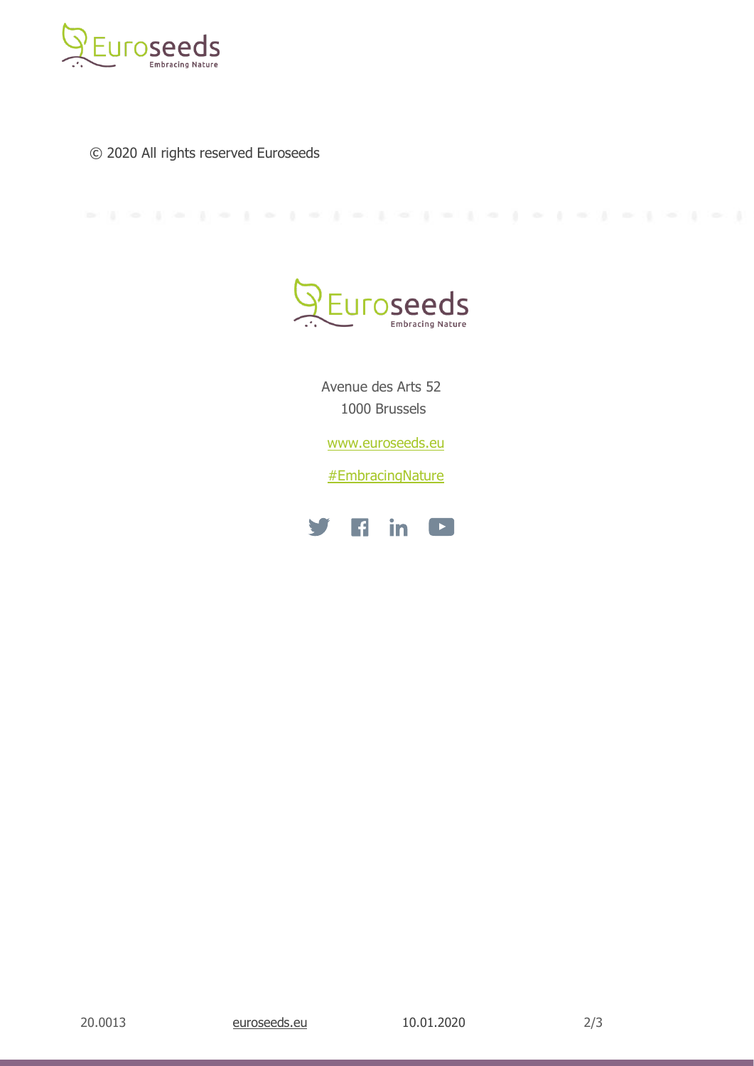© 2020 All rights reserved Euroseeds

Avenue des Arts 52
1000 Brussels

www.euroseeds.eu

#EmbracingNature